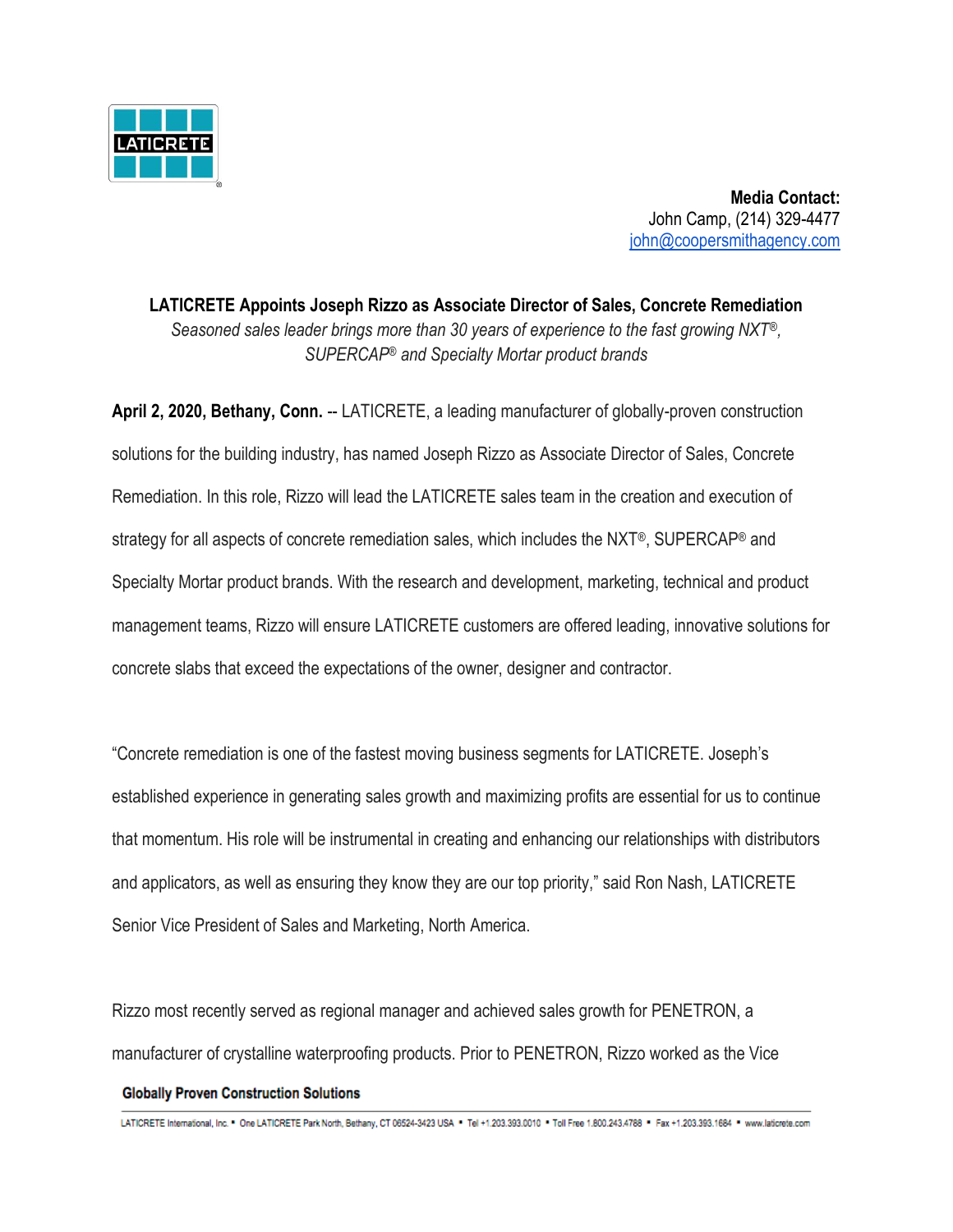LATICRETE

**Media Contact:**
John Camp, (214) 329-4477
john@coopersmithagency.com

## LATICRETE Appoints Joseph Rizzo as Associate Director of Sales, Concrete Remediation

*Seasoned sales leader brings more than 30 years of experience to the fast growing NXT®, SUPERCAP® and Specialty Mortar product brands*

**April 2, 2020, Bethany, Conn.** -- LATICRETE, a leading manufacturer of globally-proven construction solutions for the building industry, has named Joseph Rizzo as Associate Director of Sales, Concrete Remediation. In this role, Rizzo will lead the LATICRETE sales team in the creation and execution of strategy for all aspects of concrete remediation sales, which includes the NXT®, SUPERCAP® and Specialty Mortar product brands. With the research and development, marketing, technical and product management teams, Rizzo will ensure LATICRETE customers are offered leading, innovative solutions for concrete slabs that exceed the expectations of the owner, designer and contractor.

"Concrete remediation is one of the fastest moving business segments for LATICRETE. Joseph's established experience in generating sales growth and maximizing profits are essential for us to continue that momentum. His role will be instrumental in creating and enhancing our relationships with distributors and applicators, as well as ensuring they know they are our top priority," said Ron Nash, LATICRETE Senior Vice President of Sales and Marketing, North America.

Rizzo most recently served as regional manager and achieved sales growth for PENETRON, a manufacturer of crystalline waterproofing products. Prior to PENETRON, Rizzo worked as the Vice

**Globally Proven Construction Solutions**

LATICRETE International, Inc. ▪ One LATICRETE Park North, Bethany, CT 06524-3423 USA ▪ Tel +1.203.393.0010 ▪ Toll Free 1.800.243.4788 ▪ Fax +1.203.393.1684 ▪ www.laticrete.com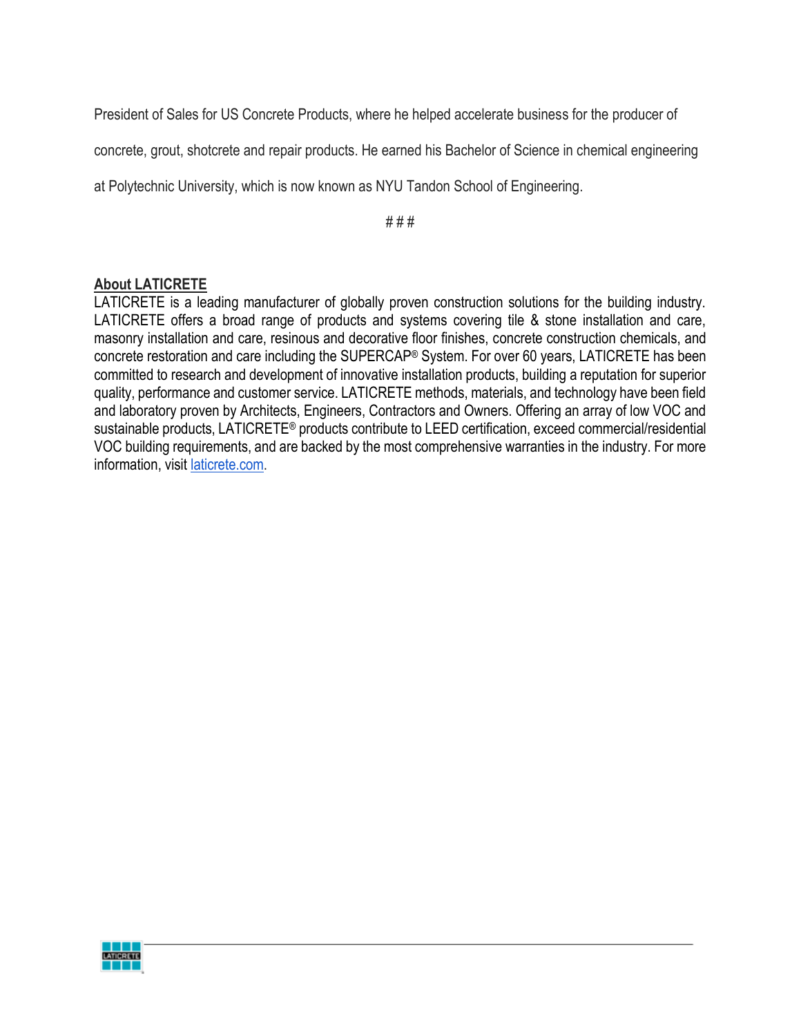President of Sales for US Concrete Products, where he helped accelerate business for the producer of concrete, grout, shotcrete and repair products. He earned his Bachelor of Science in chemical engineering at Polytechnic University, which is now known as NYU Tandon School of Engineering.

###

**About LATICRETE**

LATICRETE is a leading manufacturer of globally proven construction solutions for the building industry. LATICRETE offers a broad range of products and systems covering tile & stone installation and care, masonry installation and care, resinous and decorative floor finishes, concrete construction chemicals, and concrete restoration and care including the SUPERCAP® System. For over 60 years, LATICRETE has been committed to research and development of innovative installation products, building a reputation for superior quality, performance and customer service. LATICRETE methods, materials, and technology have been field and laboratory proven by Architects, Engineers, Contractors and Owners. Offering an array of low VOC and sustainable products, LATICRETE® products contribute to LEED certification, exceed commercial/residential VOC building requirements, and are backed by the most comprehensive warranties in the industry. For more information, visit laticrete.com.